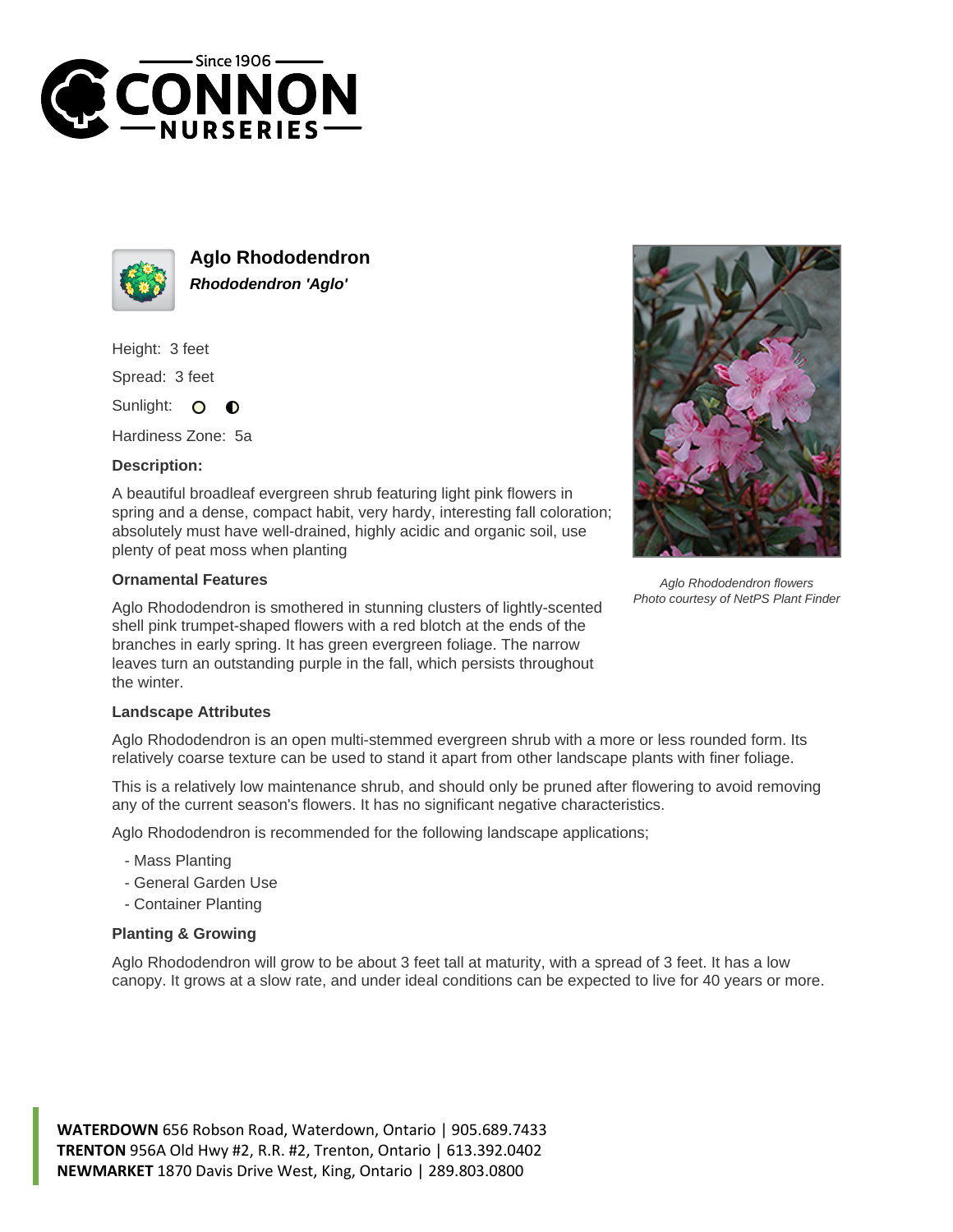# Aglo Rhododendron

***Rhododendron 'Aglo'***

Height: 3 feet

Spread: 3 feet

Sunlight:

Hardiness Zone: 5a

### Description:

A beautiful broadleaf evergreen shrub featuring light pink flowers in spring and a dense, compact habit, very hardy, interesting fall coloration; absolutely must have well-drained, highly acidic and organic soil, use plenty of peat moss when planting

### Ornamental Features

Aglo Rhododendron is smothered in stunning clusters of lightly-scented shell pink trumpet-shaped flowers with a red blotch at the ends of the branches in early spring. It has green evergreen foliage. The narrow leaves turn an outstanding purple in the fall, which persists throughout the winter.

*Aglo Rhododendron flowers*
*Photo courtesy of NetPS Plant Finder*

### Landscape Attributes

Aglo Rhododendron is an open multi-stemmed evergreen shrub with a more or less rounded form. Its relatively coarse texture can be used to stand it apart from other landscape plants with finer foliage.

This is a relatively low maintenance shrub, and should only be pruned after flowering to avoid removing any of the current season's flowers. It has no significant negative characteristics.

Aglo Rhododendron is recommended for the following landscape applications;

- Mass Planting
- General Garden Use
- Container Planting

### Planting & Growing

Aglo Rhododendron will grow to be about 3 feet tall at maturity, with a spread of 3 feet. It has a low canopy. It grows at a slow rate, and under ideal conditions can be expected to live for 40 years or more.

**WATERDOWN** 656 Robson Road, Waterdown, Ontario | 905.689.7433
**TRENTON** 956A Old Hwy #2, R.R. #2, Trenton, Ontario | 613.392.0402
**NEWMARKET** 1870 Davis Drive West, King, Ontario | 289.803.0800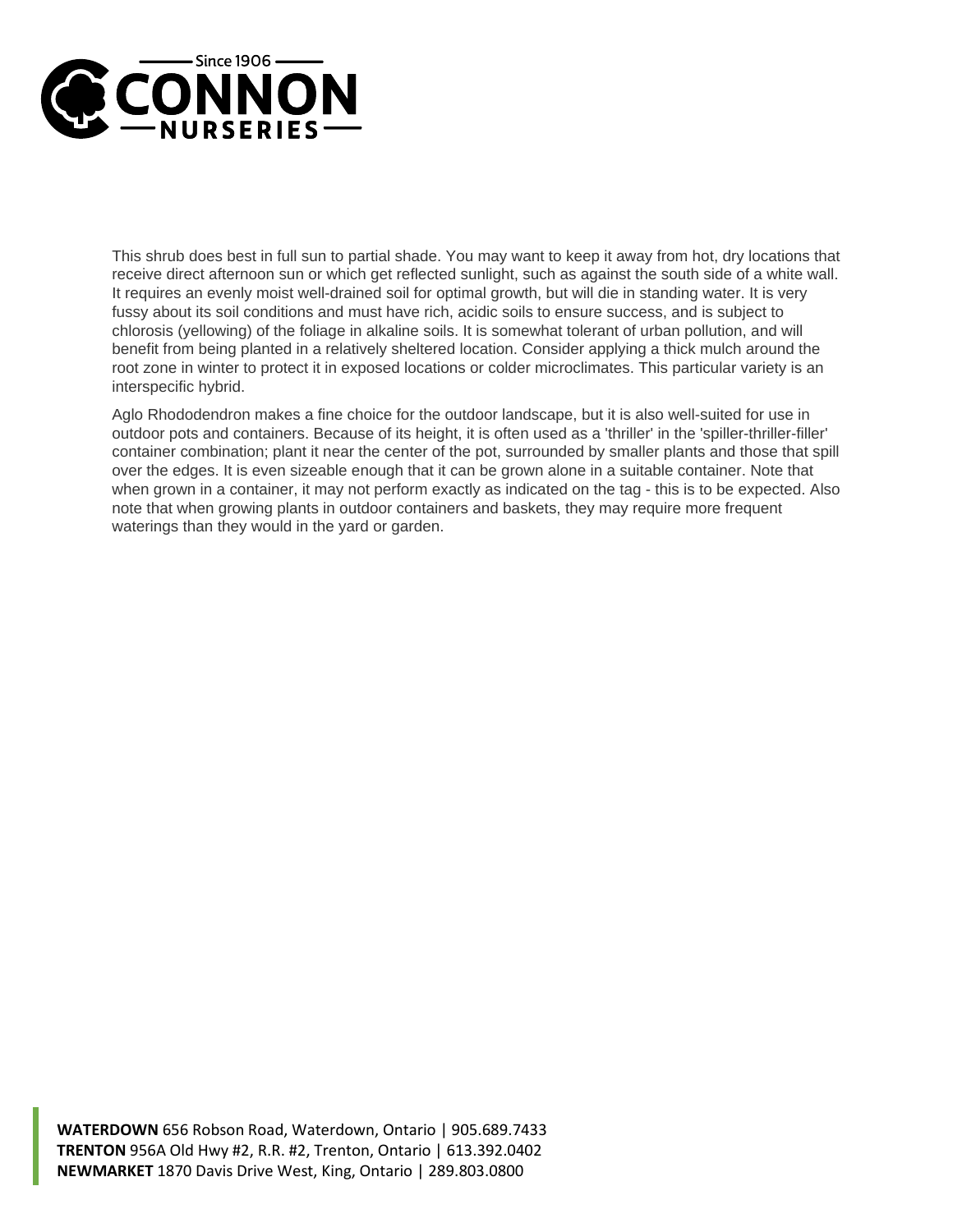This shrub does best in full sun to partial shade. You may want to keep it away from hot, dry locations that receive direct afternoon sun or which get reflected sunlight, such as against the south side of a white wall. It requires an evenly moist well-drained soil for optimal growth, but will die in standing water. It is very fussy about its soil conditions and must have rich, acidic soils to ensure success, and is subject to chlorosis (yellowing) of the foliage in alkaline soils. It is somewhat tolerant of urban pollution, and will benefit from being planted in a relatively sheltered location. Consider applying a thick mulch around the root zone in winter to protect it in exposed locations or colder microclimates. This particular variety is an interspecific hybrid.

Aglo Rhododendron makes a fine choice for the outdoor landscape, but it is also well-suited for use in outdoor pots and containers. Because of its height, it is often used as a 'thriller' in the 'spiller-thriller-filler' container combination; plant it near the center of the pot, surrounded by smaller plants and those that spill over the edges. It is even sizeable enough that it can be grown alone in a suitable container. Note that when grown in a container, it may not perform exactly as indicated on the tag - this is to be expected. Also note that when growing plants in outdoor containers and baskets, they may require more frequent waterings than they would in the yard or garden.